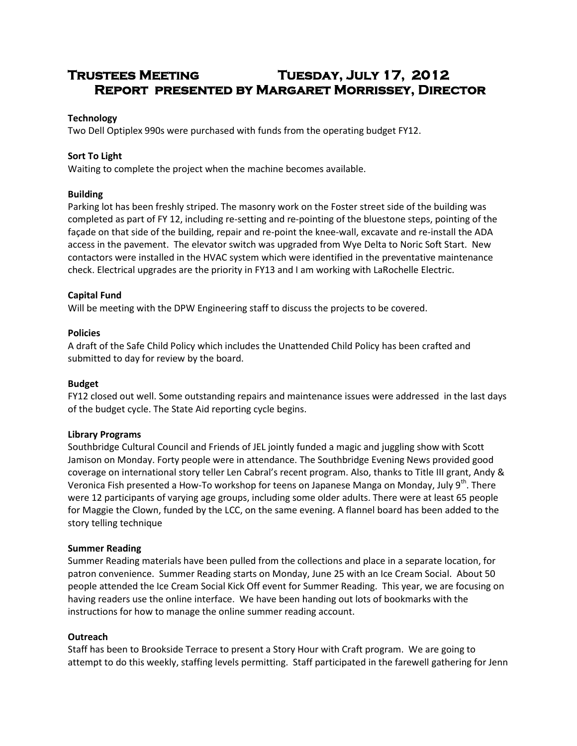# Trustees Meeting Tuesday, July 17, 2012
## Report presented by Margaret Morrissey, Director

**Technology**

Two Dell Optiplex 990s were purchased with funds from the operating budget FY12.

**Sort To Light**

Waiting to complete the project when the machine becomes available.

**Building**

Parking lot has been freshly striped. The masonry work on the Foster street side of the building was completed as part of FY 12, including re-setting and re-pointing of the bluestone steps, pointing of the façade on that side of the building, repair and re-point the knee-wall, excavate and re-install the ADA access in the pavement. The elevator switch was upgraded from Wye Delta to Noric Soft Start. New contactors were installed in the HVAC system which were identified in the preventative maintenance check. Electrical upgrades are the priority in FY13 and I am working with LaRochelle Electric.

**Capital Fund**

Will be meeting with the DPW Engineering staff to discuss the projects to be covered.

**Policies**

A draft of the Safe Child Policy which includes the Unattended Child Policy has been crafted and submitted to day for review by the board.

**Budget**

FY12 closed out well. Some outstanding repairs and maintenance issues were addressed in the last days of the budget cycle. The State Aid reporting cycle begins.

**Library Programs**

Southbridge Cultural Council and Friends of JEL jointly funded a magic and juggling show with Scott Jamison on Monday. Forty people were in attendance. The Southbridge Evening News provided good coverage on international story teller Len Cabral's recent program. Also, thanks to Title III grant, Andy & Veronica Fish presented a How-To workshop for teens on Japanese Manga on Monday, July 9th. There were 12 participants of varying age groups, including some older adults. There were at least 65 people for Maggie the Clown, funded by the LCC, on the same evening. A flannel board has been added to the story telling technique

**Summer Reading**

Summer Reading materials have been pulled from the collections and place in a separate location, for patron convenience. Summer Reading starts on Monday, June 25 with an Ice Cream Social. About 50 people attended the Ice Cream Social Kick Off event for Summer Reading. This year, we are focusing on having readers use the online interface. We have been handing out lots of bookmarks with the instructions for how to manage the online summer reading account.

**Outreach**

Staff has been to Brookside Terrace to present a Story Hour with Craft program. We are going to attempt to do this weekly, staffing levels permitting. Staff participated in the farewell gathering for Jenn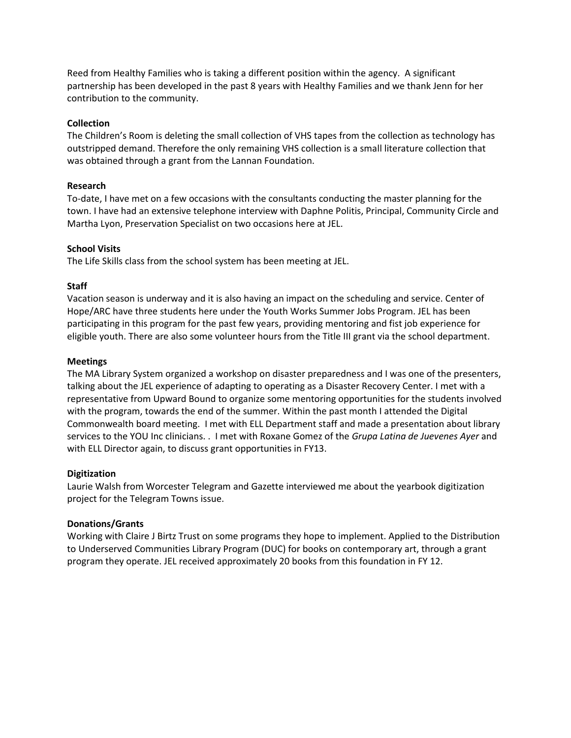Reed from Healthy Families who is taking a different position within the agency. A significant partnership has been developed in the past 8 years with Healthy Families and we thank Jenn for her contribution to the community.

**Collection**

The Children's Room is deleting the small collection of VHS tapes from the collection as technology has outstripped demand. Therefore the only remaining VHS collection is a small literature collection that was obtained through a grant from the Lannan Foundation.

**Research**

To-date, I have met on a few occasions with the consultants conducting the master planning for the town. I have had an extensive telephone interview with Daphne Politis, Principal, Community Circle and Martha Lyon, Preservation Specialist on two occasions here at JEL.

**School Visits**

The Life Skills class from the school system has been meeting at JEL.

**Staff**

Vacation season is underway and it is also having an impact on the scheduling and service. Center of Hope/ARC have three students here under the Youth Works Summer Jobs Program. JEL has been participating in this program for the past few years, providing mentoring and fist job experience for eligible youth. There are also some volunteer hours from the Title III grant via the school department.

**Meetings**

The MA Library System organized a workshop on disaster preparedness and I was one of the presenters, talking about the JEL experience of adapting to operating as a Disaster Recovery Center. I met with a representative from Upward Bound to organize some mentoring opportunities for the students involved with the program, towards the end of the summer. Within the past month I attended the Digital Commonwealth board meeting. I met with ELL Department staff and made a presentation about library services to the YOU Inc clinicians. . I met with Roxane Gomez of the *Grupa Latina de Juevenes Ayer* and with ELL Director again, to discuss grant opportunities in FY13.

**Digitization**

Laurie Walsh from Worcester Telegram and Gazette interviewed me about the yearbook digitization project for the Telegram Towns issue.

**Donations/Grants**

Working with Claire J Birtz Trust on some programs they hope to implement. Applied to the Distribution to Underserved Communities Library Program (DUC) for books on contemporary art, through a grant program they operate. JEL received approximately 20 books from this foundation in FY 12.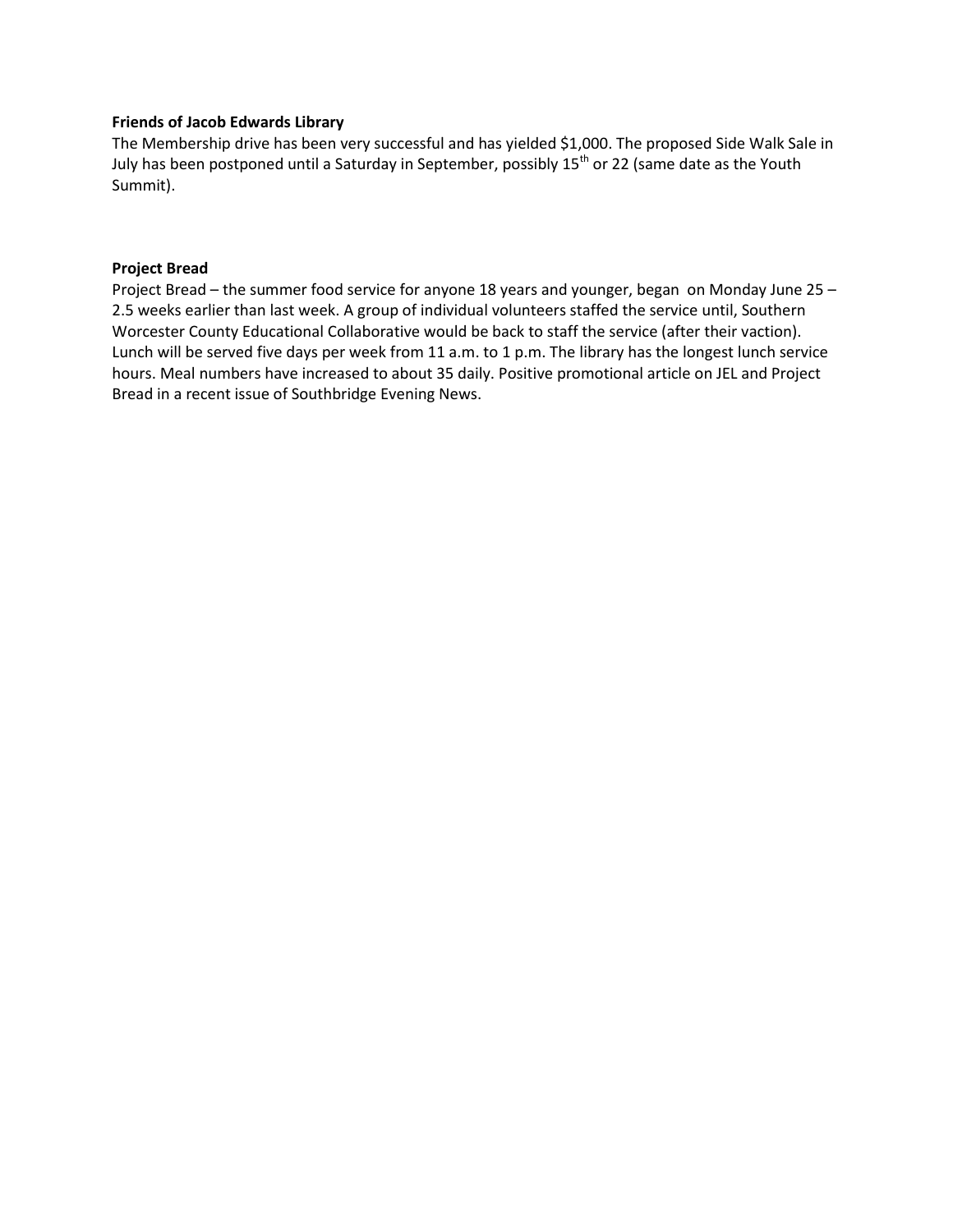**Friends of Jacob Edwards Library**

The Membership drive has been very successful and has yielded $1,000. The proposed Side Walk Sale in July has been postponed until a Saturday in September, possibly 15th or 22 (same date as the Youth Summit).

**Project Bread**

Project Bread – the summer food service for anyone 18 years and younger, began on Monday June 25 – 2.5 weeks earlier than last week. A group of individual volunteers staffed the service until, Southern Worcester County Educational Collaborative would be back to staff the service (after their vaction). Lunch will be served five days per week from 11 a.m. to 1 p.m. The library has the longest lunch service hours. Meal numbers have increased to about 35 daily. Positive promotional article on JEL and Project Bread in a recent issue of Southbridge Evening News.